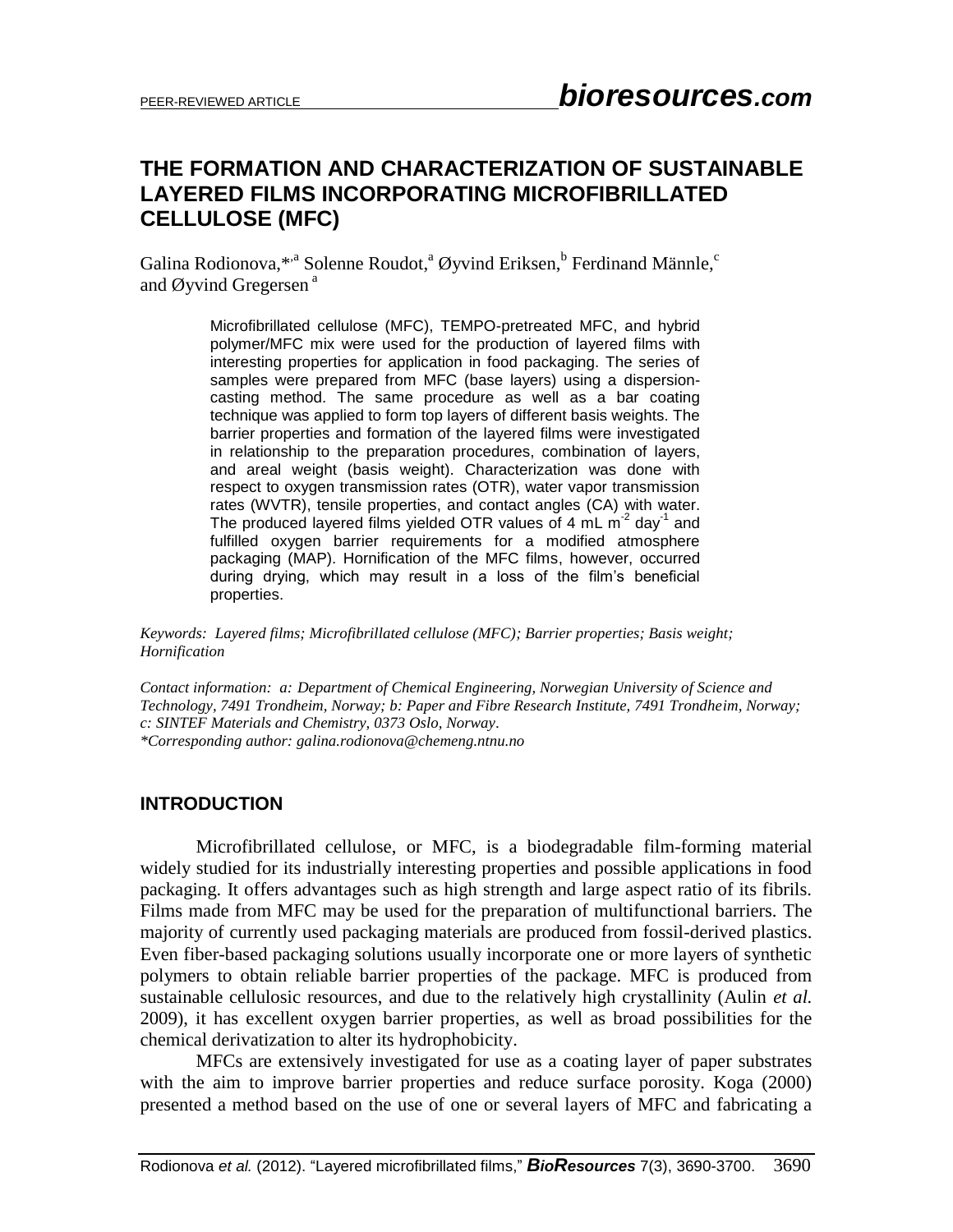PEER-REVIEWED ARTICLE

# THE FORMATION AND CHARACTERIZATION OF SUSTAINABLE LAYERED FILMS INCORPORATING MICROFIBRILLATED CELLULOSE (MFC)

Galina Rodionova,*[,a] Solenne Roudot,[a] Øyvind Eriksen,[b] Ferdinand Männle,[c] and Øyvind Gregersen [a]

> Microfibrillated cellulose (MFC), TEMPO-pretreated MFC, and hybrid polymer/MFC mix were used for the production of layered films with interesting properties for application in food packaging. The series of samples were prepared from MFC (base layers) using a dispersion-casting method. The same procedure as well as a bar coating technique was applied to form top layers of different basis weights. The barrier properties and formation of the layered films were investigated in relationship to the preparation procedures, combination of layers, and areal weight (basis weight). Characterization was done with respect to oxygen transmission rates (OTR), water vapor transmission rates (WVTR), tensile properties, and contact angles (CA) with water. The produced layered films yielded OTR values of 4 mL $m^{-2}$ $day^{-1}$ and fulfilled oxygen barrier requirements for a modified atmosphere packaging (MAP). Hornification of the MFC films, however, occurred during drying, which may result in a loss of the film's beneficial properties.

*Keywords: Layered films; Microfibrillated cellulose (MFC); Barrier properties; Basis weight; Hornification*

*Contact information: a: Department of Chemical Engineering, Norwegian University of Science and Technology, 7491 Trondheim, Norway; b: Paper and Fibre Research Institute, 7491 Trondheim, Norway; c: SINTEF Materials and Chemistry, 0373 Oslo, Norway.*
*\*Corresponding author: galina.rodionova@chemeng.ntnu.no*

## INTRODUCTION

Microfibrillated cellulose, or MFC, is a biodegradable film-forming material widely studied for its industrially interesting properties and possible applications in food packaging. It offers advantages such as high strength and large aspect ratio of its fibrils. Films made from MFC may be used for the preparation of multifunctional barriers. The majority of currently used packaging materials are produced from fossil-derived plastics. Even fiber-based packaging solutions usually incorporate one or more layers of synthetic polymers to obtain reliable barrier properties of the package. MFC is produced from sustainable cellulosic resources, and due to the relatively high crystallinity (Aulin *et al.* 2009), it has excellent oxygen barrier properties, as well as broad possibilities for the chemical derivatization to alter its hydrophobicity.

MFCs are extensively investigated for use as a coating layer of paper substrates with the aim to improve barrier properties and reduce surface porosity. Koga (2000) presented a method based on the use of one or several layers of MFC and fabricating a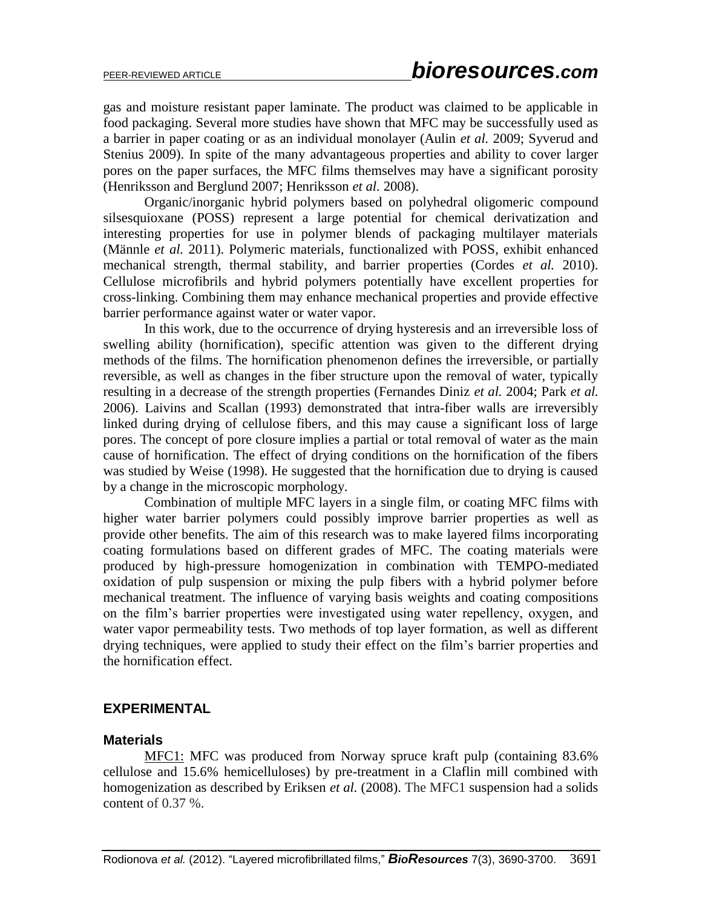gas and moisture resistant paper laminate. The product was claimed to be applicable in food packaging. Several more studies have shown that MFC may be successfully used as a barrier in paper coating or as an individual monolayer (Aulin *et al.* 2009; Syverud and Stenius 2009). In spite of the many advantageous properties and ability to cover larger pores on the paper surfaces, the MFC films themselves may have a significant porosity (Henriksson and Berglund 2007; Henriksson *et al.* 2008).

Organic/inorganic hybrid polymers based on polyhedral oligomeric compound silsesquioxane (POSS) represent a large potential for chemical derivatization and interesting properties for use in polymer blends of packaging multilayer materials (Männle *et al.* 2011). Polymeric materials, functionalized with POSS, exhibit enhanced mechanical strength, thermal stability, and barrier properties (Cordes *et al.* 2010). Cellulose microfibrils and hybrid polymers potentially have excellent properties for cross-linking. Combining them may enhance mechanical properties and provide effective barrier performance against water or water vapor.

In this work, due to the occurrence of drying hysteresis and an irreversible loss of swelling ability (hornification), specific attention was given to the different drying methods of the films. The hornification phenomenon defines the irreversible, or partially reversible, as well as changes in the fiber structure upon the removal of water, typically resulting in a decrease of the strength properties (Fernandes Diniz *et al.* 2004; Park *et al.* 2006). Laivins and Scallan (1993) demonstrated that intra-fiber walls are irreversibly linked during drying of cellulose fibers, and this may cause a significant loss of large pores. The concept of pore closure implies a partial or total removal of water as the main cause of hornification. The effect of drying conditions on the hornification of the fibers was studied by Weise (1998). He suggested that the hornification due to drying is caused by a change in the microscopic morphology.

Combination of multiple MFC layers in a single film, or coating MFC films with higher water barrier polymers could possibly improve barrier properties as well as provide other benefits. The aim of this research was to make layered films incorporating coating formulations based on different grades of MFC. The coating materials were produced by high-pressure homogenization in combination with TEMPO-mediated oxidation of pulp suspension or mixing the pulp fibers with a hybrid polymer before mechanical treatment. The influence of varying basis weights and coating compositions on the film's barrier properties were investigated using water repellency, oxygen, and water vapor permeability tests. Two methods of top layer formation, as well as different drying techniques, were applied to study their effect on the film's barrier properties and the hornification effect.

## EXPERIMENTAL

### Materials

MFC1: MFC was produced from Norway spruce kraft pulp (containing 83.6% cellulose and 15.6% hemicelluloses) by pre-treatment in a Claflin mill combined with homogenization as described by Eriksen *et al.* (2008). The MFC1 suspension had a solids content of 0.37 %.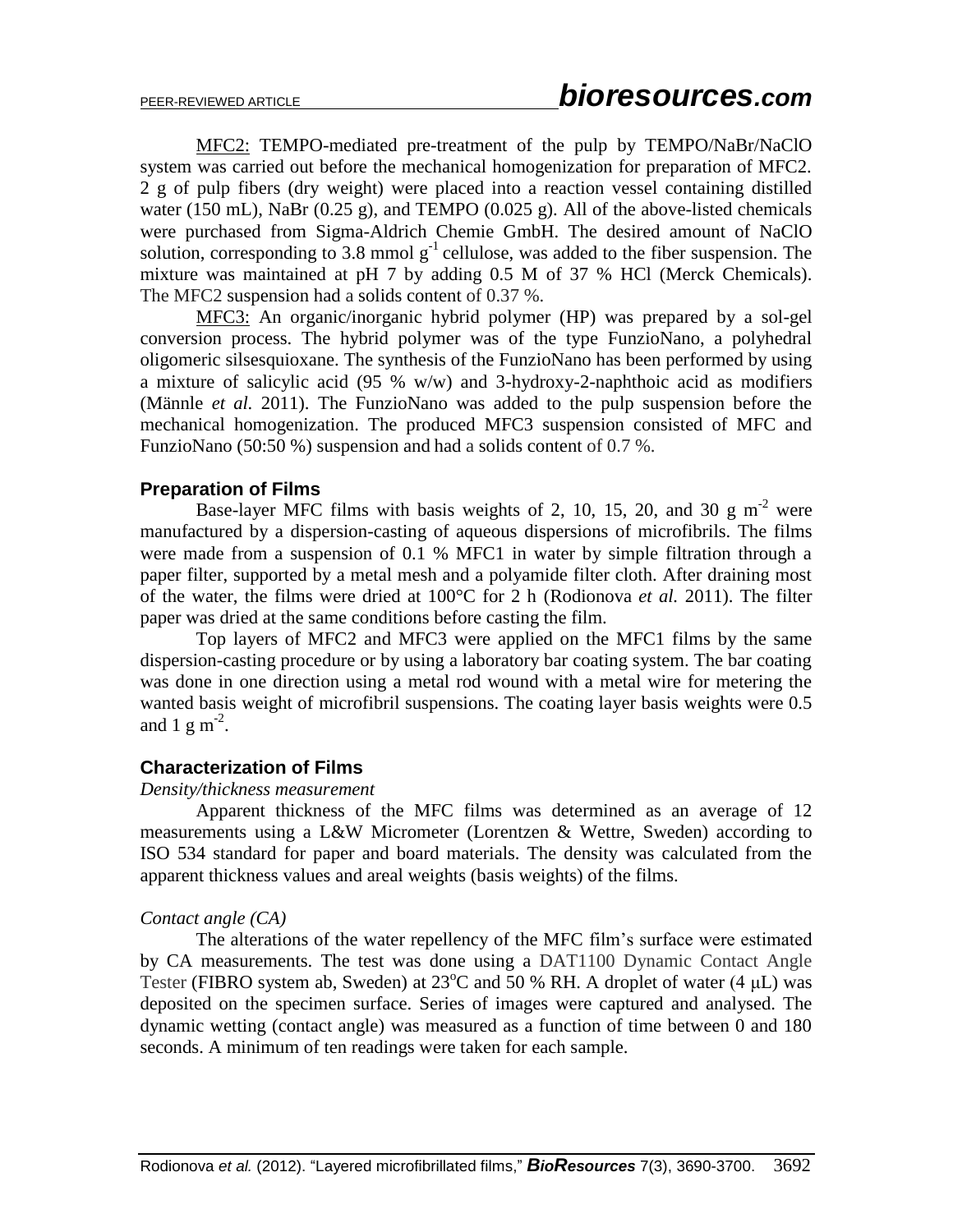MFC2: TEMPO-mediated pre-treatment of the pulp by TEMPO/NaBr/NaClO system was carried out before the mechanical homogenization for preparation of MFC2. 2 g of pulp fibers (dry weight) were placed into a reaction vessel containing distilled water (150 mL), NaBr (0.25 g), and TEMPO (0.025 g). All of the above-listed chemicals were purchased from Sigma-Aldrich Chemie GmbH. The desired amount of NaClO solution, corresponding to 3.8 mmol $g^{-1}$ cellulose, was added to the fiber suspension. The mixture was maintained at pH 7 by adding 0.5 M of 37 % HCl (Merck Chemicals). The MFC2 suspension had a solids content of 0.37 %.

MFC3: An organic/inorganic hybrid polymer (HP) was prepared by a sol-gel conversion process. The hybrid polymer was of the type FunzioNano, a polyhedral oligomeric silsesquioxane. The synthesis of the FunzioNano has been performed by using a mixture of salicylic acid (95 % w/w) and 3-hydroxy-2-naphthoic acid as modifiers (Männle *et al.* 2011). The FunzioNano was added to the pulp suspension before the mechanical homogenization. The produced MFC3 suspension consisted of MFC and FunzioNano (50:50 %) suspension and had a solids content of 0.7 %.

### Preparation of Films

Base-layer MFC films with basis weights of 2, 10, 15, 20, and 30 g $m^{-2}$ were manufactured by a dispersion-casting of aqueous dispersions of microfibrils. The films were made from a suspension of 0.1 % MFC1 in water by simple filtration through a paper filter, supported by a metal mesh and a polyamide filter cloth. After draining most of the water, the films were dried at 100°C for 2 h (Rodionova *et al.* 2011). The filter paper was dried at the same conditions before casting the film.

Top layers of MFC2 and MFC3 were applied on the MFC1 films by the same dispersion-casting procedure or by using a laboratory bar coating system. The bar coating was done in one direction using a metal rod wound with a metal wire for metering the wanted basis weight of microfibril suspensions. The coating layer basis weights were 0.5 and 1 g $m^{-2}$.

### Characterization of Films

*Density/thickness measurement*

Apparent thickness of the MFC films was determined as an average of 12 measurements using a L&W Micrometer (Lorentzen & Wettre, Sweden) according to ISO 534 standard for paper and board materials. The density was calculated from the apparent thickness values and areal weights (basis weights) of the films.

*Contact angle (CA)*

The alterations of the water repellency of the MFC film's surface were estimated by CA measurements. The test was done using a DAT1100 Dynamic Contact Angle Tester (FIBRO system ab, Sweden) at 23°C and 50 % RH. A droplet of water (4 μL) was deposited on the specimen surface. Series of images were captured and analysed. The dynamic wetting (contact angle) was measured as a function of time between 0 and 180 seconds. A minimum of ten readings were taken for each sample.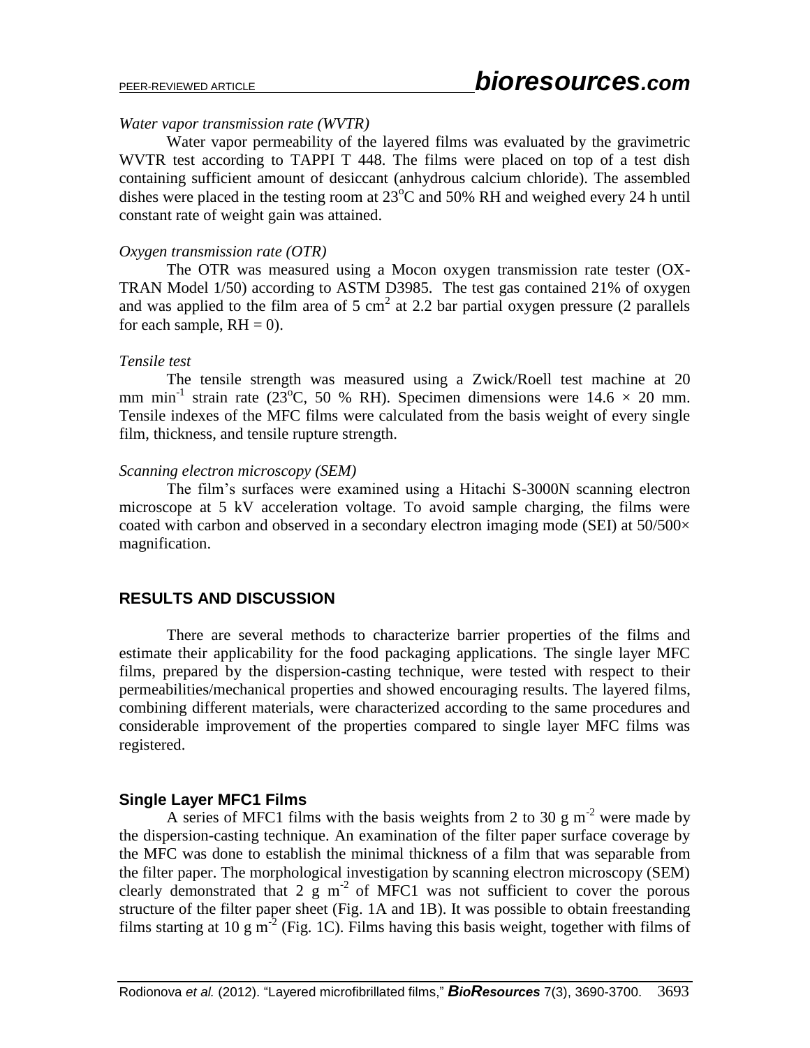*Water vapor transmission rate (WVTR)*

Water vapor permeability of the layered films was evaluated by the gravimetric WVTR test according to TAPPI T 448. The films were placed on top of a test dish containing sufficient amount of desiccant (anhydrous calcium chloride). The assembled dishes were placed in the testing room at 23°C and 50% RH and weighed every 24 h until constant rate of weight gain was attained.

*Oxygen transmission rate (OTR)*

The OTR was measured using a Mocon oxygen transmission rate tester (OX-TRAN Model 1/50) according to ASTM D3985. The test gas contained 21% of oxygen and was applied to the film area of 5 $cm^2$ at 2.2 bar partial oxygen pressure (2 parallels for each sample, RH = 0).

*Tensile test*

The tensile strength was measured using a Zwick/Roell test machine at 20 mm $min^{-1}$ strain rate (23°C, 50 % RH). Specimen dimensions were 14.6 × 20 mm. Tensile indexes of the MFC films were calculated from the basis weight of every single film, thickness, and tensile rupture strength.

*Scanning electron microscopy (SEM)*

The film's surfaces were examined using a Hitachi S-3000N scanning electron microscope at 5 kV acceleration voltage. To avoid sample charging, the films were coated with carbon and observed in a secondary electron imaging mode (SEI) at 50/500× magnification.

## RESULTS AND DISCUSSION

There are several methods to characterize barrier properties of the films and estimate their applicability for the food packaging applications. The single layer MFC films, prepared by the dispersion-casting technique, were tested with respect to their permeabilities/mechanical properties and showed encouraging results. The layered films, combining different materials, were characterized according to the same procedures and considerable improvement of the properties compared to single layer MFC films was registered.

### Single Layer MFC1 Films

A series of MFC1 films with the basis weights from 2 to 30 g $m^{-2}$ were made by the dispersion-casting technique. An examination of the filter paper surface coverage by the MFC was done to establish the minimal thickness of a film that was separable from the filter paper. The morphological investigation by scanning electron microscopy (SEM) clearly demonstrated that 2 g $m^{-2}$ of MFC1 was not sufficient to cover the porous structure of the filter paper sheet (Fig. 1A and 1B). It was possible to obtain freestanding films starting at 10 g $m^{-2}$ (Fig. 1C). Films having this basis weight, together with films of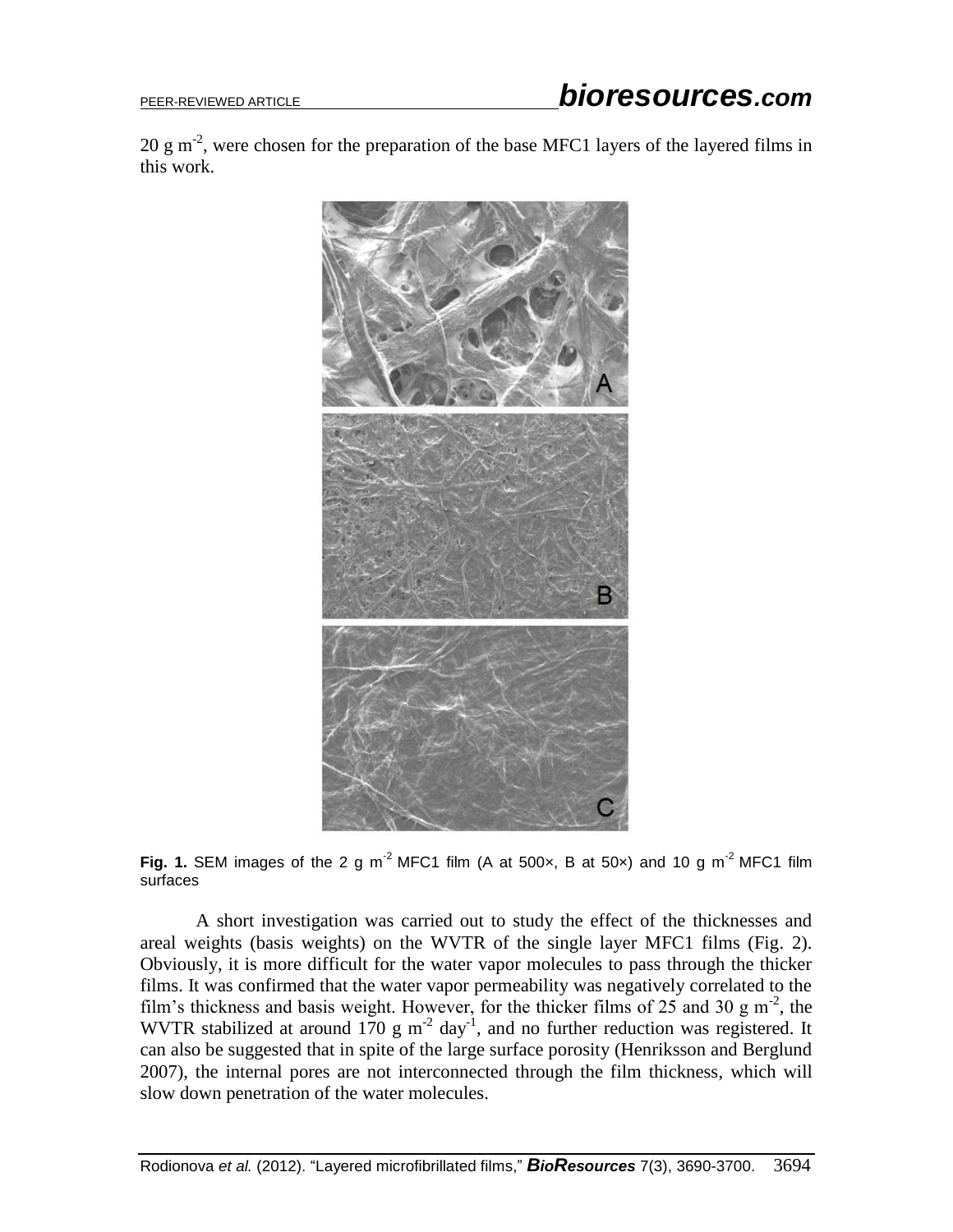20 g m$^{-2}$, were chosen for the preparation of the base MFC1 layers of the layered films in this work.

**Fig. 1.** SEM images of the 2 g m$^{-2}$ MFC1 film (A at 500×, B at 50×) and 10 g m$^{-2}$ MFC1 film surfaces

A short investigation was carried out to study the effect of the thicknesses and areal weights (basis weights) on the WVTR of the single layer MFC1 films (Fig. 2). Obviously, it is more difficult for the water vapor molecules to pass through the thicker films. It was confirmed that the water vapor permeability was negatively correlated to the film's thickness and basis weight. However, for the thicker films of 25 and 30 g m$^{-2}$, the WVTR stabilized at around 170 g m$^{-2}$ day$^{-1}$, and no further reduction was registered. It can also be suggested that in spite of the large surface porosity (Henriksson and Berglund 2007), the internal pores are not interconnected through the film thickness, which will slow down penetration of the water molecules.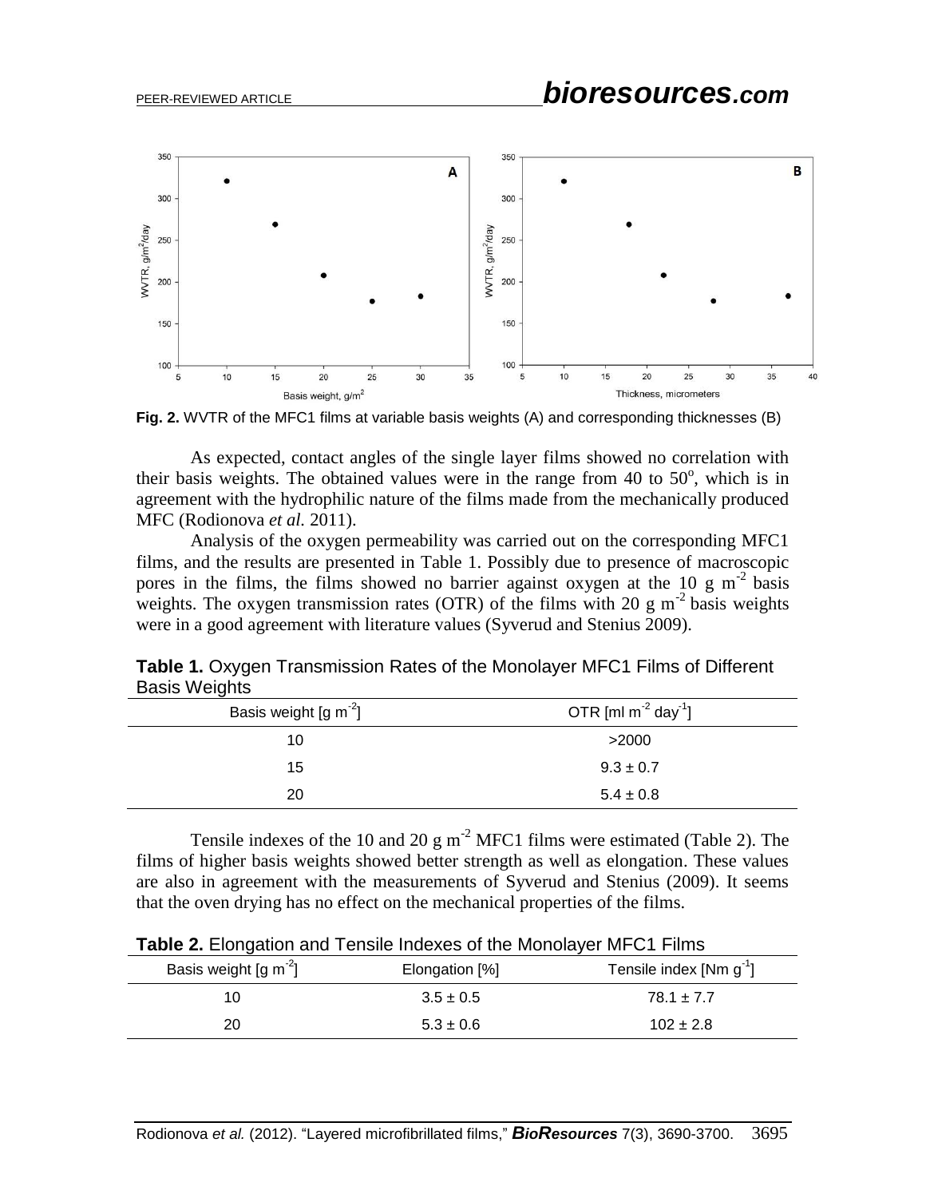**Fig. 2.** WVTR of the MFC1 films at variable basis weights (A) and corresponding thicknesses (B)

As expected, contact angles of the single layer films showed no correlation with their basis weights. The obtained values were in the range from 40 to 50$^{o}$, which is in agreement with the hydrophilic nature of the films made from the mechanically produced MFC (Rodionova *et al.* 2011).

Analysis of the oxygen permeability was carried out on the corresponding MFC1 films, and the results are presented in Table 1. Possibly due to presence of macroscopic pores in the films, the films showed no barrier against oxygen at the 10 g m$^{-2}$ basis weights. The oxygen transmission rates (OTR) of the films with 20 g m$^{-2}$ basis weights were in a good agreement with literature values (Syverud and Stenius 2009).

**Table 1.** Oxygen Transmission Rates of the Monolayer MFC1 Films of Different Basis Weights

| Basis weight [g m$^{-2}$] | OTR [ml m$^{-2}$ day$^{-1}$] |
|---|---|
| 10 | >2000 |
| 15 | 9.3 ± 0.7 |
| 20 | 5.4 ± 0.8 |

Tensile indexes of the 10 and 20 g m$^{-2}$ MFC1 films were estimated (Table 2). The films of higher basis weights showed better strength as well as elongation. These values are also in agreement with the measurements of Syverud and Stenius (2009). It seems that the oven drying has no effect on the mechanical properties of the films.

**Table 2.** Elongation and Tensile Indexes of the Monolayer MFC1 Films

| Basis weight [g m$^{-2}$] | Elongation [%] | Tensile index [Nm g$^{-1}$] |
|---|---|---|
| 10 | 3.5 ± 0.5 | 78.1 ± 7.7 |
| 20 | 5.3 ± 0.6 | 102 ± 2.8 |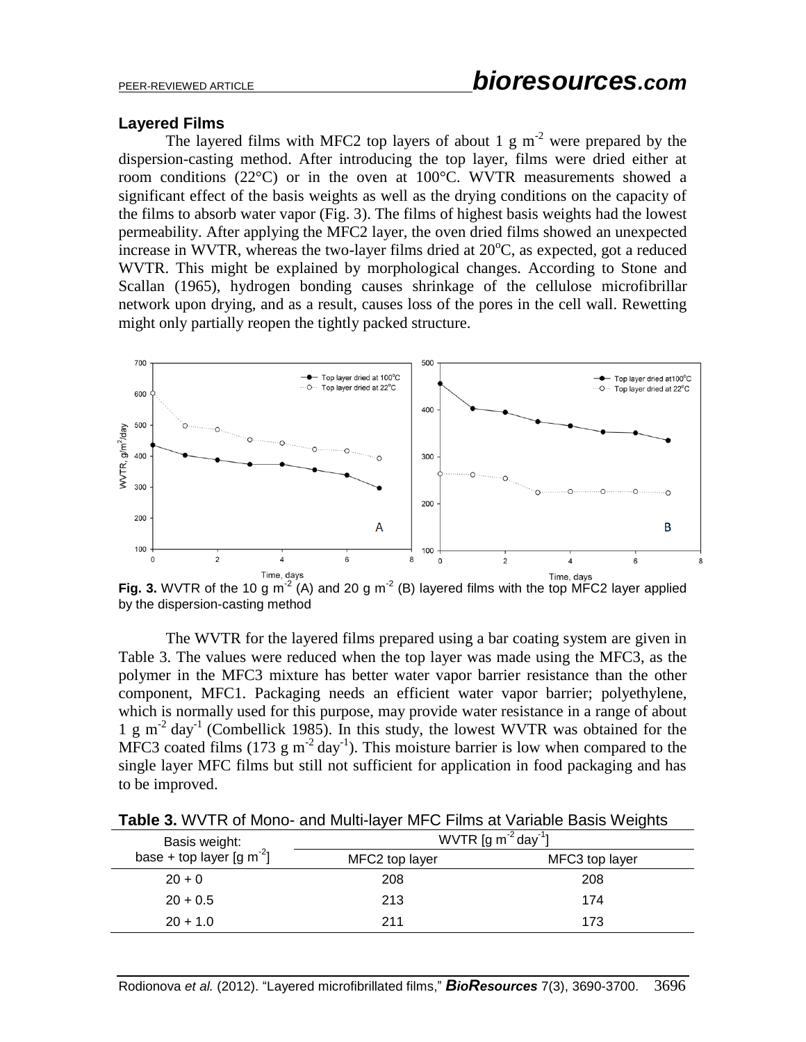### Layered Films

The layered films with MFC2 top layers of about 1 g $m^{-2}$ were prepared by the dispersion-casting method. After introducing the top layer, films were dried either at room conditions (22°C) or in the oven at 100°C. WVTR measurements showed a significant effect of the basis weights as well as the drying conditions on the capacity of the films to absorb water vapor (Fig. 3). The films of highest basis weights had the lowest permeability. After applying the MFC2 layer, the oven dried films showed an unexpected increase in WVTR, whereas the two-layer films dried at 20°C, as expected, got a reduced WVTR. This might be explained by morphological changes. According to Stone and Scallan (1965), hydrogen bonding causes shrinkage of the cellulose microfibrillar network upon drying, and as a result, causes loss of the pores in the cell wall. Rewetting might only partially reopen the tightly packed structure.

**Fig. 3.** WVTR of the 10 g $m^{-2}$ (A) and 20 g $m^{-2}$ (B) layered films with the top MFC2 layer applied by the dispersion-casting method

The WVTR for the layered films prepared using a bar coating system are given in Table 3. The values were reduced when the top layer was made using the MFC3, as the polymer in the MFC3 mixture has better water vapor barrier resistance than the other component, MFC1. Packaging needs an efficient water vapor barrier; polyethylene, which is normally used for this purpose, may provide water resistance in a range of about 1 g $m^{-2}$ $day^{-1}$ (Combellick 1985). In this study, the lowest WVTR was obtained for the MFC3 coated films (173 g $m^{-2}$ $day^{-1}$). This moisture barrier is low when compared to the single layer MFC films but still not sufficient for application in food packaging and has to be improved.

**Table 3.** WVTR of Mono- and Multi-layer MFC Films at Variable Basis Weights

| Basis weight: base + top layer [g $m^{-2}$] | WVTR [g $m^{-2}$ $day^{-1}$] | |
|---|---|---|
| | MFC2 top layer | MFC3 top layer |
| 20 + 0 | 208 | 208 |
| 20 + 0.5 | 213 | 174 |
| 20 + 1.0 | 211 | 173 |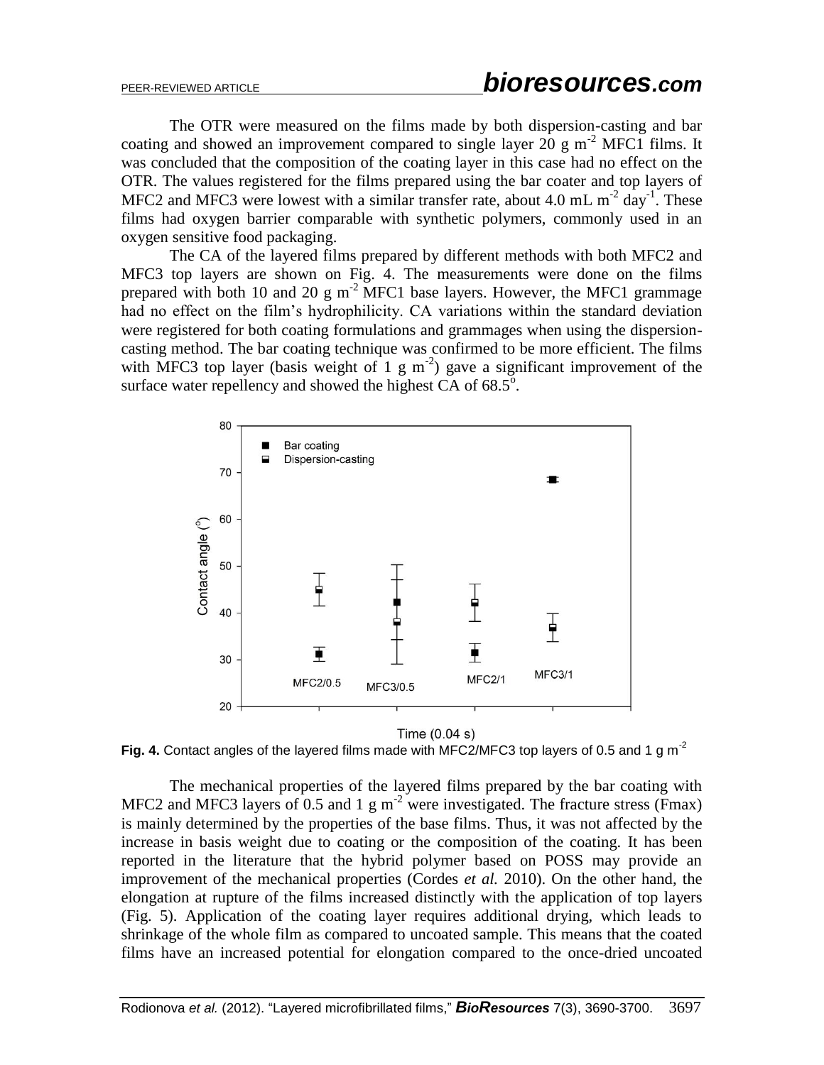The OTR were measured on the films made by both dispersion-casting and bar coating and showed an improvement compared to single layer 20 g m$^{-2}$ MFC1 films. It was concluded that the composition of the coating layer in this case had no effect on the OTR. The values registered for the films prepared using the bar coater and top layers of MFC2 and MFC3 were lowest with a similar transfer rate, about 4.0 mL m$^{-2}$ day$^{-1}$. These films had oxygen barrier comparable with synthetic polymers, commonly used in an oxygen sensitive food packaging.

The CA of the layered films prepared by different methods with both MFC2 and MFC3 top layers are shown on Fig. 4. The measurements were done on the films prepared with both 10 and 20 g m$^{-2}$ MFC1 base layers. However, the MFC1 grammage had no effect on the film's hydrophilicity. CA variations within the standard deviation were registered for both coating formulations and grammages when using the dispersion-casting method. The bar coating technique was confirmed to be more efficient. The films with MFC3 top layer (basis weight of 1 g m$^{-2}$) gave a significant improvement of the surface water repellency and showed the highest CA of 68.5$^{\circ}$.

**Fig. 4.** Contact angles of the layered films made with MFC2/MFC3 top layers of 0.5 and 1 g m$^{-2}$

The mechanical properties of the layered films prepared by the bar coating with MFC2 and MFC3 layers of 0.5 and 1 g m$^{-2}$ were investigated. The fracture stress (Fmax) is mainly determined by the properties of the base films. Thus, it was not affected by the increase in basis weight due to coating or the composition of the coating. It has been reported in the literature that the hybrid polymer based on POSS may provide an improvement of the mechanical properties (Cordes *et al.* 2010). On the other hand, the elongation at rupture of the films increased distinctly with the application of top layers (Fig. 5). Application of the coating layer requires additional drying, which leads to shrinkage of the whole film as compared to uncoated sample. This means that the coated films have an increased potential for elongation compared to the once-dried uncoated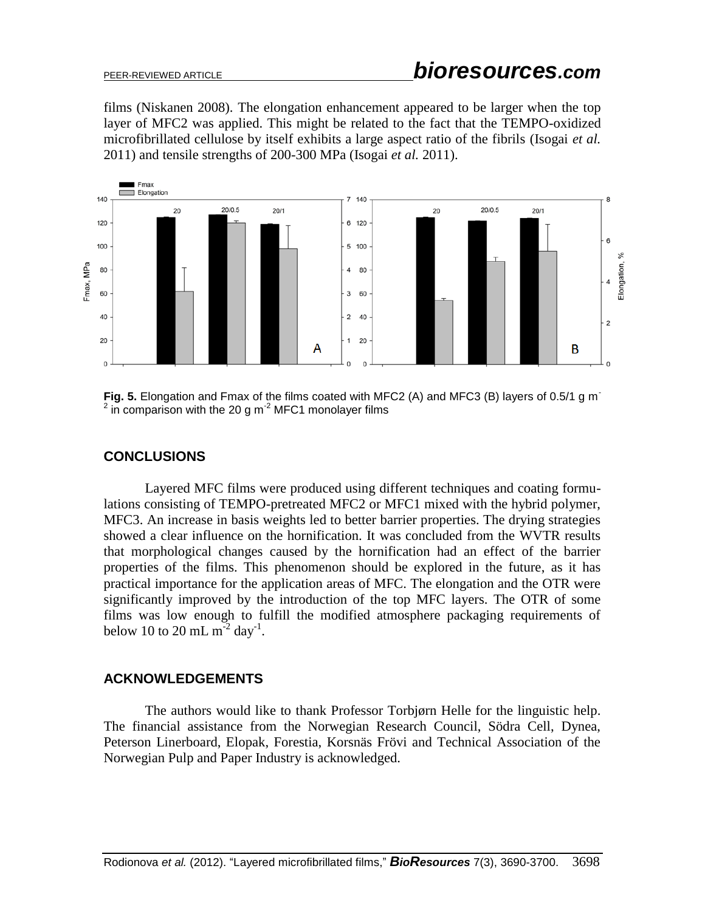films (Niskanen 2008). The elongation enhancement appeared to be larger when the top layer of MFC2 was applied. This might be related to the fact that the TEMPO-oxidized microfibrillated cellulose by itself exhibits a large aspect ratio of the fibrils (Isogai *et al.* 2011) and tensile strengths of 200-300 MPa (Isogai *et al.* 2011).

**Fig. 5.** Elongation and Fmax of the films coated with MFC2 (A) and MFC3 (B) layers of 0.5/1 g $m^{-2}$ in comparison with the 20 g $m^{-2}$ MFC1 monolayer films

## CONCLUSIONS

Layered MFC films were produced using different techniques and coating formulations consisting of TEMPO-pretreated MFC2 or MFC1 mixed with the hybrid polymer, MFC3. An increase in basis weights led to better barrier properties. The drying strategies showed a clear influence on the hornification. It was concluded from the WVTR results that morphological changes caused by the hornification had an effect of the barrier properties of the films. This phenomenon should be explored in the future, as it has practical importance for the application areas of MFC. The elongation and the OTR were significantly improved by the introduction of the top MFC layers. The OTR of some films was low enough to fulfill the modified atmosphere packaging requirements of below 10 to 20 mL $m^{-2}$ $day^{-1}$.

## ACKNOWLEDGEMENTS

The authors would like to thank Professor Torbjørn Helle for the linguistic help. The financial assistance from the Norwegian Research Council, Södra Cell, Dynea, Peterson Linerboard, Elopak, Forestia, Korsnäs Frövi and Technical Association of the Norwegian Pulp and Paper Industry is acknowledged.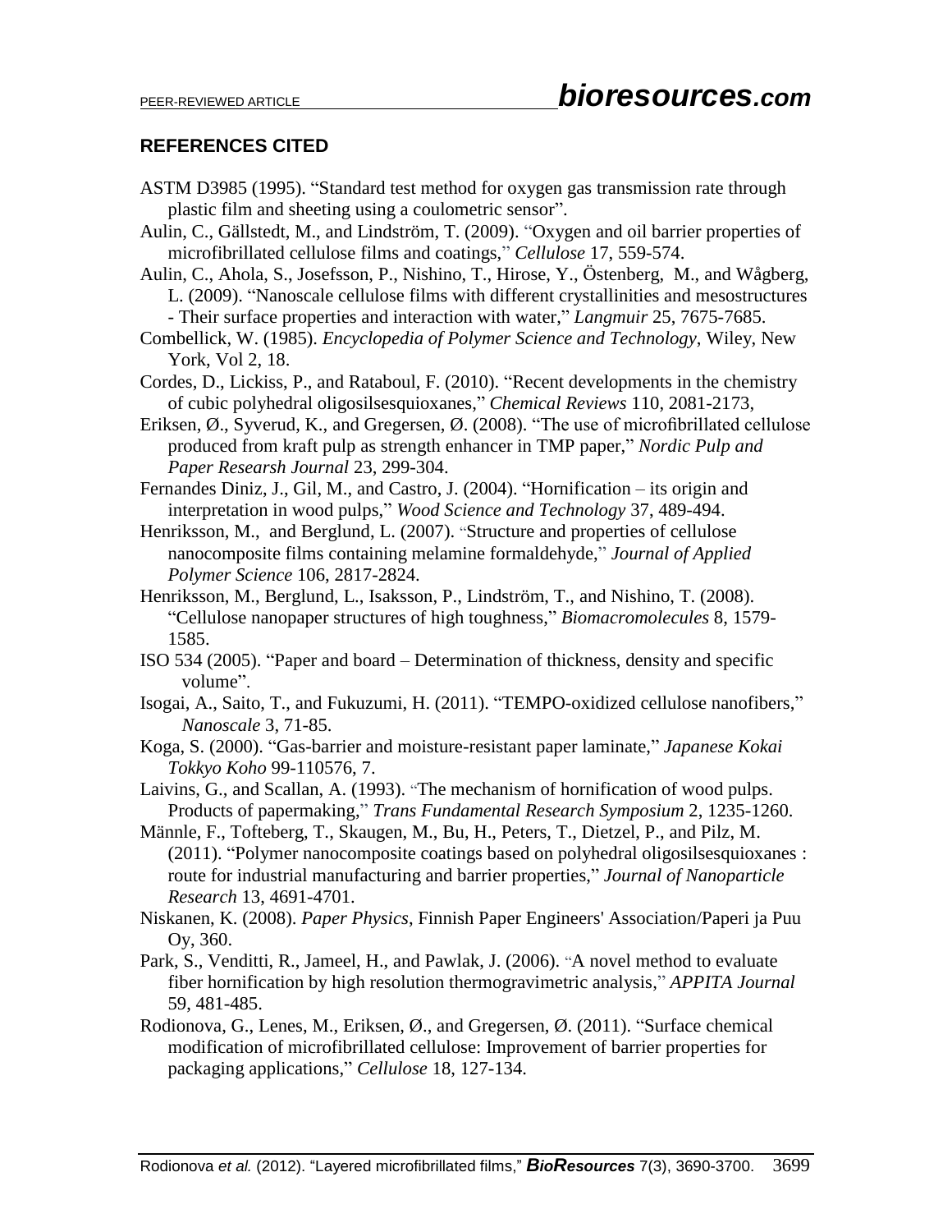## REFERENCES CITED

ASTM D3985 (1995). "Standard test method for oxygen gas transmission rate through plastic film and sheeting using a coulometric sensor".

Aulin, C., Gällstedt, M., and Lindström, T. (2009). "Oxygen and oil barrier properties of microfibrillated cellulose films and coatings," *Cellulose* 17, 559-574.

Aulin, C., Ahola, S., Josefsson, P., Nishino, T., Hirose, Y., Östenberg, M., and Wågberg, L. (2009). "Nanoscale cellulose films with different crystallinities and mesostructures - Their surface properties and interaction with water," *Langmuir* 25, 7675-7685.

Combellick, W. (1985). *Encyclopedia of Polymer Science and Technology*, Wiley, New York, Vol 2, 18.

Cordes, D., Lickiss, P., and Rataboul, F. (2010). "Recent developments in the chemistry of cubic polyhedral oligosilsesquioxanes," *Chemical Reviews* 110, 2081-2173,

Eriksen, Ø., Syverud, K., and Gregersen, Ø. (2008). "The use of microfibrillated cellulose produced from kraft pulp as strength enhancer in TMP paper," *Nordic Pulp and Paper Researsh Journal* 23, 299-304.

Fernandes Diniz, J., Gil, M., and Castro, J. (2004). "Hornification – its origin and interpretation in wood pulps," *Wood Science and Technology* 37, 489-494.

Henriksson, M., and Berglund, L. (2007). "Structure and properties of cellulose nanocomposite films containing melamine formaldehyde," *Journal of Applied Polymer Science* 106, 2817-2824.

Henriksson, M., Berglund, L., Isaksson, P., Lindström, T., and Nishino, T. (2008). "Cellulose nanopaper structures of high toughness," *Biomacromolecules* 8, 1579-1585.

ISO 534 (2005). "Paper and board – Determination of thickness, density and specific volume".

Isogai, A., Saito, T., and Fukuzumi, H. (2011). "TEMPO-oxidized cellulose nanofibers," *Nanoscale* 3, 71-85.

Koga, S. (2000). "Gas-barrier and moisture-resistant paper laminate," *Japanese Kokai Tokkyo Koho* 99-110576, 7.

Laivins, G., and Scallan, A. (1993). "The mechanism of hornification of wood pulps. Products of papermaking," *Trans Fundamental Research Symposium* 2, 1235-1260.

Männle, F., Tofteberg, T., Skaugen, M., Bu, H., Peters, T., Dietzel, P., and Pilz, M. (2011). "Polymer nanocomposite coatings based on polyhedral oligosilsesquioxanes : route for industrial manufacturing and barrier properties," *Journal of Nanoparticle Research* 13, 4691-4701.

Niskanen, K. (2008). *Paper Physics*, Finnish Paper Engineers' Association/Paperi ja Puu Oy, 360.

Park, S., Venditti, R., Jameel, H., and Pawlak, J. (2006). "A novel method to evaluate fiber hornification by high resolution thermogravimetric analysis," *APPITA Journal* 59, 481-485.

Rodionova, G., Lenes, M., Eriksen, Ø., and Gregersen, Ø. (2011). "Surface chemical modification of microfibrillated cellulose: Improvement of barrier properties for packaging applications," *Cellulose* 18, 127-134.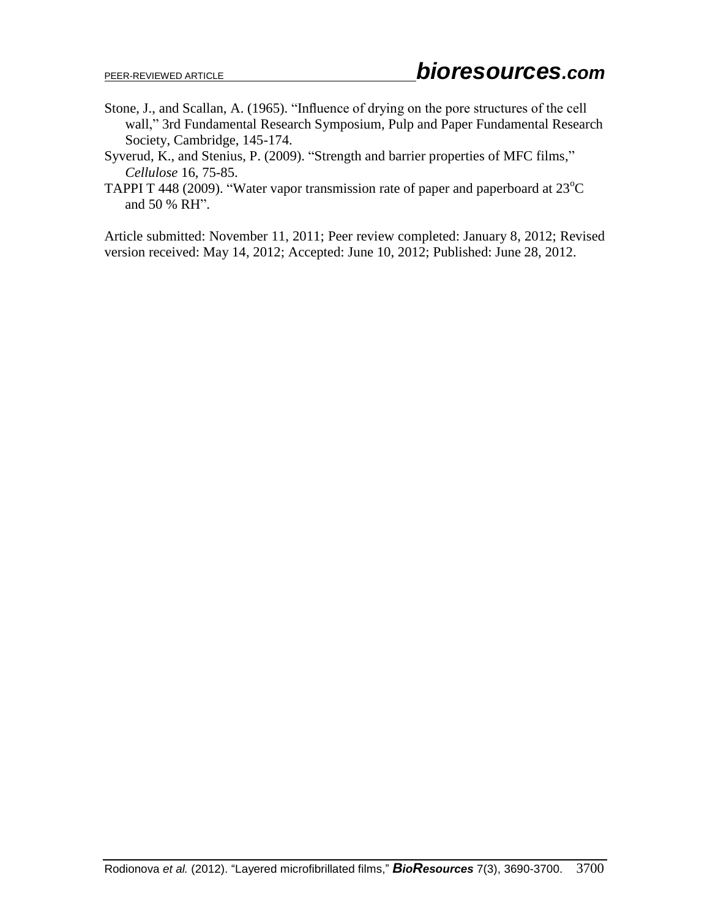Stone, J., and Scallan, A. (1965). “Influence of drying on the pore structures of the cell wall,” 3rd Fundamental Research Symposium, Pulp and Paper Fundamental Research Society, Cambridge, 145-174.

Syverud, K., and Stenius, P. (2009). “Strength and barrier properties of MFC films,” *Cellulose* 16, 75-85.

TAPPI T 448 (2009). “Water vapor transmission rate of paper and paperboard at 23$^{o}$C and 50 % RH”.

Article submitted: November 11, 2011; Peer review completed: January 8, 2012; Revised version received: May 14, 2012; Accepted: June 10, 2012; Published: June 28, 2012.